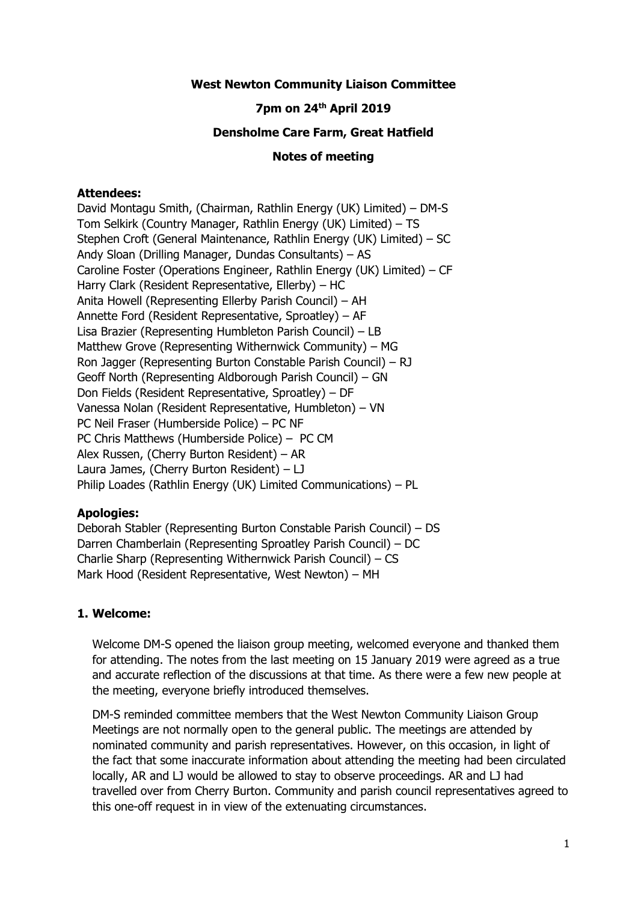**West Newton Community Liaison Committee**

**7pm on 24th April 2019**

**Densholme Care Farm, Great Hatfield**

**Notes of meeting**

**Attendees:**

David Montagu Smith, (Chairman, Rathlin Energy (UK) Limited) – DM-S
Tom Selkirk (Country Manager, Rathlin Energy (UK) Limited) – TS
Stephen Croft (General Maintenance, Rathlin Energy (UK) Limited) – SC
Andy Sloan (Drilling Manager, Dundas Consultants) – AS
Caroline Foster (Operations Engineer, Rathlin Energy (UK) Limited) – CF
Harry Clark (Resident Representative, Ellerby) – HC
Anita Howell (Representing Ellerby Parish Council) – AH
Annette Ford (Resident Representative, Sproatley) – AF
Lisa Brazier (Representing Humbleton Parish Council) – LB
Matthew Grove (Representing Withernwick Community) – MG
Ron Jagger (Representing Burton Constable Parish Council) – RJ
Geoff North (Representing Aldborough Parish Council) – GN
Don Fields (Resident Representative, Sproatley) – DF
Vanessa Nolan (Resident Representative, Humbleton) – VN
PC Neil Fraser (Humberside Police) – PC NF
PC Chris Matthews (Humberside Police) – PC CM
Alex Russen, (Cherry Burton Resident) – AR
Laura James, (Cherry Burton Resident) – LJ
Philip Loades (Rathlin Energy (UK) Limited Communications) – PL

**Apologies:**

Deborah Stabler (Representing Burton Constable Parish Council) – DS
Darren Chamberlain (Representing Sproatley Parish Council) – DC
Charlie Sharp (Representing Withernwick Parish Council) – CS
Mark Hood (Resident Representative, West Newton) – MH

## 1. Welcome:

Welcome DM-S opened the liaison group meeting, welcomed everyone and thanked them for attending. The notes from the last meeting on 15 January 2019 were agreed as a true and accurate reflection of the discussions at that time. As there were a few new people at the meeting, everyone briefly introduced themselves.

DM-S reminded committee members that the West Newton Community Liaison Group Meetings are not normally open to the general public. The meetings are attended by nominated community and parish representatives. However, on this occasion, in light of the fact that some inaccurate information about attending the meeting had been circulated locally, AR and LJ would be allowed to stay to observe proceedings. AR and LJ had travelled over from Cherry Burton. Community and parish council representatives agreed to this one-off request in in view of the extenuating circumstances.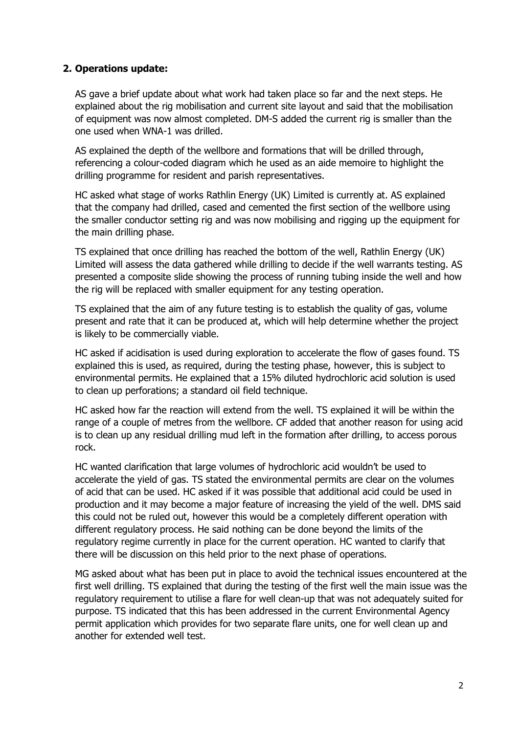## 2. Operations update:

AS gave a brief update about what work had taken place so far and the next steps. He explained about the rig mobilisation and current site layout and said that the mobilisation of equipment was now almost completed. DM-S added the current rig is smaller than the one used when WNA-1 was drilled.

AS explained the depth of the wellbore and formations that will be drilled through, referencing a colour-coded diagram which he used as an aide memoire to highlight the drilling programme for resident and parish representatives.

HC asked what stage of works Rathlin Energy (UK) Limited is currently at. AS explained that the company had drilled, cased and cemented the first section of the wellbore using the smaller conductor setting rig and was now mobilising and rigging up the equipment for the main drilling phase.

TS explained that once drilling has reached the bottom of the well, Rathlin Energy (UK) Limited will assess the data gathered while drilling to decide if the well warrants testing. AS presented a composite slide showing the process of running tubing inside the well and how the rig will be replaced with smaller equipment for any testing operation.

TS explained that the aim of any future testing is to establish the quality of gas, volume present and rate that it can be produced at, which will help determine whether the project is likely to be commercially viable.

HC asked if acidisation is used during exploration to accelerate the flow of gases found. TS explained this is used, as required, during the testing phase, however, this is subject to environmental permits. He explained that a 15% diluted hydrochloric acid solution is used to clean up perforations; a standard oil field technique.

HC asked how far the reaction will extend from the well. TS explained it will be within the range of a couple of metres from the wellbore. CF added that another reason for using acid is to clean up any residual drilling mud left in the formation after drilling, to access porous rock.

HC wanted clarification that large volumes of hydrochloric acid wouldn't be used to accelerate the yield of gas. TS stated the environmental permits are clear on the volumes of acid that can be used. HC asked if it was possible that additional acid could be used in production and it may become a major feature of increasing the yield of the well. DMS said this could not be ruled out, however this would be a completely different operation with different regulatory process. He said nothing can be done beyond the limits of the regulatory regime currently in place for the current operation. HC wanted to clarify that there will be discussion on this held prior to the next phase of operations.

MG asked about what has been put in place to avoid the technical issues encountered at the first well drilling. TS explained that during the testing of the first well the main issue was the regulatory requirement to utilise a flare for well clean-up that was not adequately suited for purpose. TS indicated that this has been addressed in the current Environmental Agency permit application which provides for two separate flare units, one for well clean up and another for extended well test.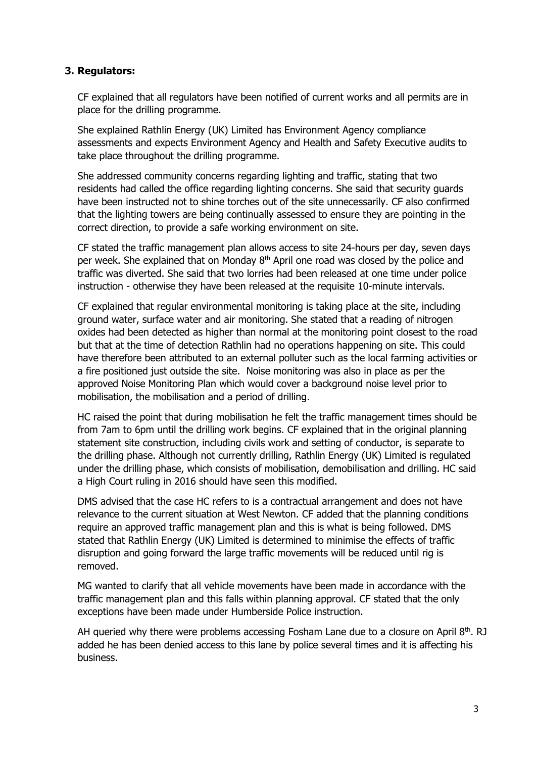### 3. Regulators:

CF explained that all regulators have been notified of current works and all permits are in place for the drilling programme.

She explained Rathlin Energy (UK) Limited has Environment Agency compliance assessments and expects Environment Agency and Health and Safety Executive audits to take place throughout the drilling programme.

She addressed community concerns regarding lighting and traffic, stating that two residents had called the office regarding lighting concerns. She said that security guards have been instructed not to shine torches out of the site unnecessarily. CF also confirmed that the lighting towers are being continually assessed to ensure they are pointing in the correct direction, to provide a safe working environment on site.

CF stated the traffic management plan allows access to site 24-hours per day, seven days per week. She explained that on Monday 8th April one road was closed by the police and traffic was diverted. She said that two lorries had been released at one time under police instruction - otherwise they have been released at the requisite 10-minute intervals.

CF explained that regular environmental monitoring is taking place at the site, including ground water, surface water and air monitoring. She stated that a reading of nitrogen oxides had been detected as higher than normal at the monitoring point closest to the road but that at the time of detection Rathlin had no operations happening on site. This could have therefore been attributed to an external polluter such as the local farming activities or a fire positioned just outside the site. Noise monitoring was also in place as per the approved Noise Monitoring Plan which would cover a background noise level prior to mobilisation, the mobilisation and a period of drilling.

HC raised the point that during mobilisation he felt the traffic management times should be from 7am to 6pm until the drilling work begins. CF explained that in the original planning statement site construction, including civils work and setting of conductor, is separate to the drilling phase. Although not currently drilling, Rathlin Energy (UK) Limited is regulated under the drilling phase, which consists of mobilisation, demobilisation and drilling. HC said a High Court ruling in 2016 should have seen this modified.

DMS advised that the case HC refers to is a contractual arrangement and does not have relevance to the current situation at West Newton. CF added that the planning conditions require an approved traffic management plan and this is what is being followed. DMS stated that Rathlin Energy (UK) Limited is determined to minimise the effects of traffic disruption and going forward the large traffic movements will be reduced until rig is removed.

MG wanted to clarify that all vehicle movements have been made in accordance with the traffic management plan and this falls within planning approval. CF stated that the only exceptions have been made under Humberside Police instruction.

AH queried why there were problems accessing Fosham Lane due to a closure on April 8th. RJ added he has been denied access to this lane by police several times and it is affecting his business.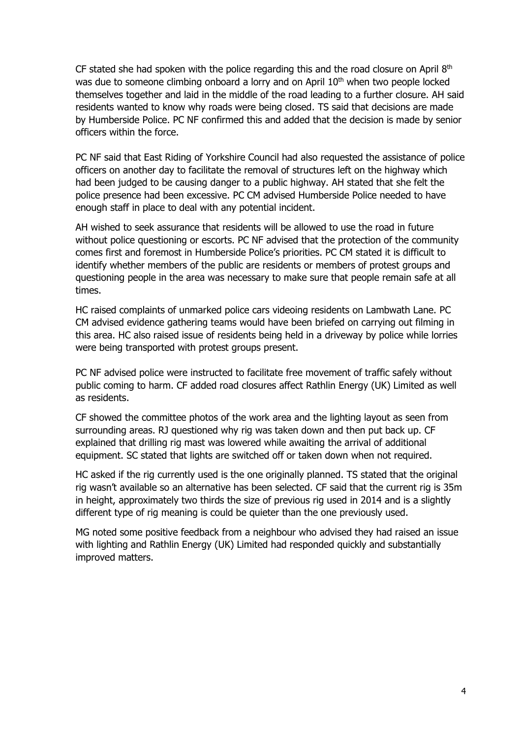CF stated she had spoken with the police regarding this and the road closure on April 8th was due to someone climbing onboard a lorry and on April 10th when two people locked themselves together and laid in the middle of the road leading to a further closure. AH said residents wanted to know why roads were being closed. TS said that decisions are made by Humberside Police. PC NF confirmed this and added that the decision is made by senior officers within the force.

PC NF said that East Riding of Yorkshire Council had also requested the assistance of police officers on another day to facilitate the removal of structures left on the highway which had been judged to be causing danger to a public highway. AH stated that she felt the police presence had been excessive. PC CM advised Humberside Police needed to have enough staff in place to deal with any potential incident.

AH wished to seek assurance that residents will be allowed to use the road in future without police questioning or escorts. PC NF advised that the protection of the community comes first and foremost in Humberside Police's priorities. PC CM stated it is difficult to identify whether members of the public are residents or members of protest groups and questioning people in the area was necessary to make sure that people remain safe at all times.

HC raised complaints of unmarked police cars videoing residents on Lambwath Lane. PC CM advised evidence gathering teams would have been briefed on carrying out filming in this area. HC also raised issue of residents being held in a driveway by police while lorries were being transported with protest groups present.

PC NF advised police were instructed to facilitate free movement of traffic safely without public coming to harm. CF added road closures affect Rathlin Energy (UK) Limited as well as residents.

CF showed the committee photos of the work area and the lighting layout as seen from surrounding areas. RJ questioned why rig was taken down and then put back up. CF explained that drilling rig mast was lowered while awaiting the arrival of additional equipment. SC stated that lights are switched off or taken down when not required.

HC asked if the rig currently used is the one originally planned. TS stated that the original rig wasn't available so an alternative has been selected. CF said that the current rig is 35m in height, approximately two thirds the size of previous rig used in 2014 and is a slightly different type of rig meaning is could be quieter than the one previously used.

MG noted some positive feedback from a neighbour who advised they had raised an issue with lighting and Rathlin Energy (UK) Limited had responded quickly and substantially improved matters.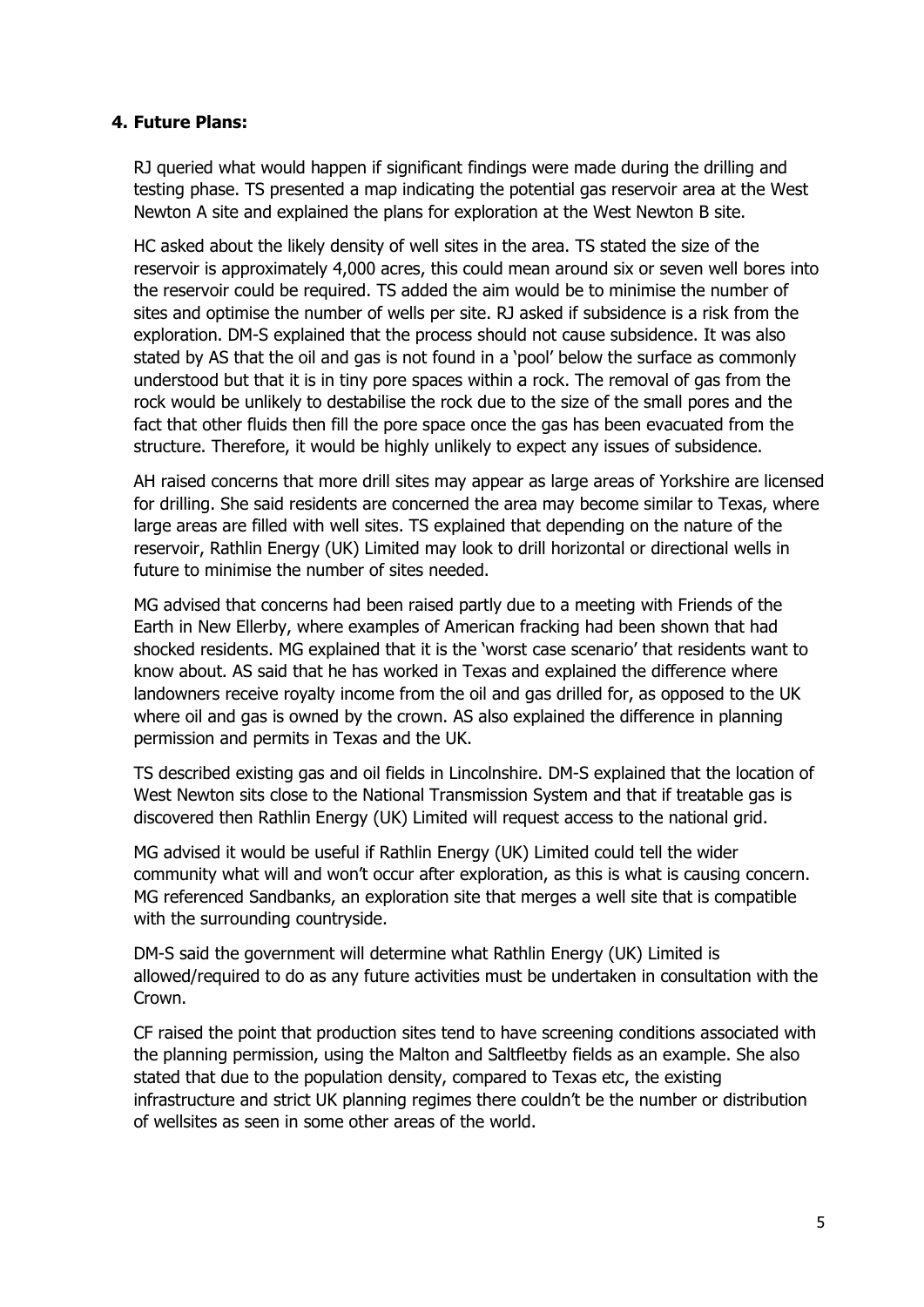### 4. Future Plans:

RJ queried what would happen if significant findings were made during the drilling and testing phase. TS presented a map indicating the potential gas reservoir area at the West Newton A site and explained the plans for exploration at the West Newton B site.

HC asked about the likely density of well sites in the area. TS stated the size of the reservoir is approximately 4,000 acres, this could mean around six or seven well bores into the reservoir could be required. TS added the aim would be to minimise the number of sites and optimise the number of wells per site. RJ asked if subsidence is a risk from the exploration. DM-S explained that the process should not cause subsidence. It was also stated by AS that the oil and gas is not found in a 'pool' below the surface as commonly understood but that it is in tiny pore spaces within a rock. The removal of gas from the rock would be unlikely to destabilise the rock due to the size of the small pores and the fact that other fluids then fill the pore space once the gas has been evacuated from the structure. Therefore, it would be highly unlikely to expect any issues of subsidence.

AH raised concerns that more drill sites may appear as large areas of Yorkshire are licensed for drilling. She said residents are concerned the area may become similar to Texas, where large areas are filled with well sites. TS explained that depending on the nature of the reservoir, Rathlin Energy (UK) Limited may look to drill horizontal or directional wells in future to minimise the number of sites needed.

MG advised that concerns had been raised partly due to a meeting with Friends of the Earth in New Ellerby, where examples of American fracking had been shown that had shocked residents. MG explained that it is the 'worst case scenario' that residents want to know about. AS said that he has worked in Texas and explained the difference where landowners receive royalty income from the oil and gas drilled for, as opposed to the UK where oil and gas is owned by the crown. AS also explained the difference in planning permission and permits in Texas and the UK.

TS described existing gas and oil fields in Lincolnshire. DM-S explained that the location of West Newton sits close to the National Transmission System and that if treatable gas is discovered then Rathlin Energy (UK) Limited will request access to the national grid.

MG advised it would be useful if Rathlin Energy (UK) Limited could tell the wider community what will and won't occur after exploration, as this is what is causing concern. MG referenced Sandbanks, an exploration site that merges a well site that is compatible with the surrounding countryside.

DM-S said the government will determine what Rathlin Energy (UK) Limited is allowed/required to do as any future activities must be undertaken in consultation with the Crown.

CF raised the point that production sites tend to have screening conditions associated with the planning permission, using the Malton and Saltfleetby fields as an example. She also stated that due to the population density, compared to Texas etc, the existing infrastructure and strict UK planning regimes there couldn't be the number or distribution of wellsites as seen in some other areas of the world.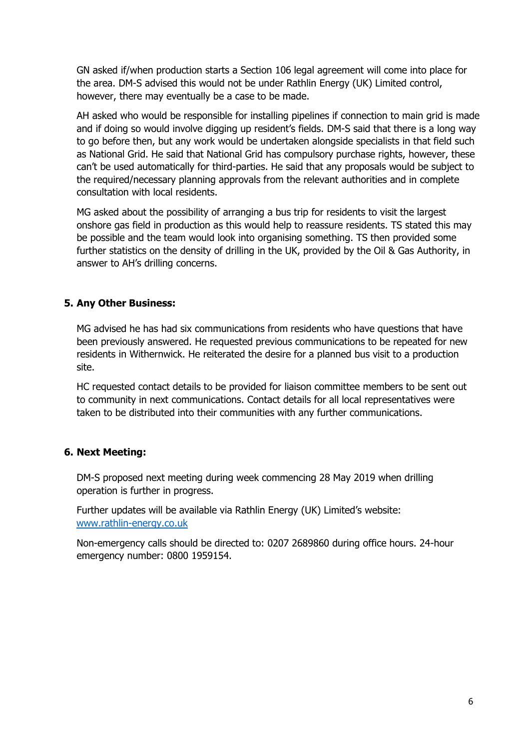GN asked if/when production starts a Section 106 legal agreement will come into place for the area. DM-S advised this would not be under Rathlin Energy (UK) Limited control, however, there may eventually be a case to be made.

AH asked who would be responsible for installing pipelines if connection to main grid is made and if doing so would involve digging up resident's fields. DM-S said that there is a long way to go before then, but any work would be undertaken alongside specialists in that field such as National Grid. He said that National Grid has compulsory purchase rights, however, these can't be used automatically for third-parties. He said that any proposals would be subject to the required/necessary planning approvals from the relevant authorities and in complete consultation with local residents.

MG asked about the possibility of arranging a bus trip for residents to visit the largest onshore gas field in production as this would help to reassure residents. TS stated this may be possible and the team would look into organising something. TS then provided some further statistics on the density of drilling in the UK, provided by the Oil & Gas Authority, in answer to AH's drilling concerns.

## 5. Any Other Business:

MG advised he has had six communications from residents who have questions that have been previously answered. He requested previous communications to be repeated for new residents in Withernwick. He reiterated the desire for a planned bus visit to a production site.

HC requested contact details to be provided for liaison committee members to be sent out to community in next communications. Contact details for all local representatives were taken to be distributed into their communities with any further communications.

## 6. Next Meeting:

DM-S proposed next meeting during week commencing 28 May 2019 when drilling operation is further in progress.

Further updates will be available via Rathlin Energy (UK) Limited's website: [www.rathlin-energy.co.uk](http://www.rathlin-energy.co.uk)

Non-emergency calls should be directed to: 0207 2689860 during office hours. 24-hour emergency number: 0800 1959154.